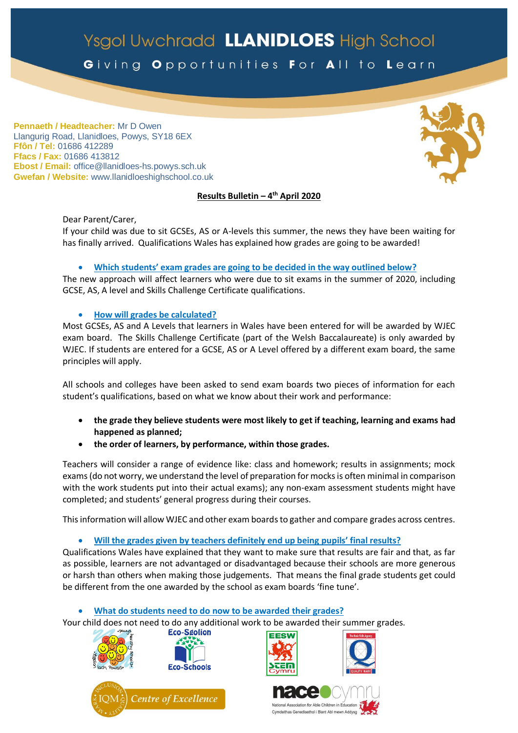# Ysgol Uwchradd LLANIDLOES High School

Giving Opportunities For All to Learn

**Pennaeth / Headteacher:** Mr D Owen
Llangurig Road, Llanidloes, Powys, SY18 6EX
**Ffôn / Tel:** 01686 412289
**Ffacs / Fax:** 01686 413812
**Ebost / Email:** office@llanidloes-hs.powys.sch.uk
**Gwefan / Website:** www.llanidloeshighschool.co.uk

## Results Bulletin – 4th April 2020

Dear Parent/Carer,
If your child was due to sit GCSEs, AS or A-levels this summer, the news they have been waiting for has finally arrived. Qualifications Wales has explained how grades are going to be awarded!

- **Which students' exam grades are going to be decided in the way outlined below?**

The new approach will affect learners who were due to sit exams in the summer of 2020, including GCSE, AS, A level and Skills Challenge Certificate qualifications.

- **How will grades be calculated?**

Most GCSEs, AS and A Levels that learners in Wales have been entered for will be awarded by WJEC exam board. The Skills Challenge Certificate (part of the Welsh Baccalaureate) is only awarded by WJEC. If students are entered for a GCSE, AS or A Level offered by a different exam board, the same principles will apply.

All schools and colleges have been asked to send exam boards two pieces of information for each student's qualifications, based on what we know about their work and performance:

- **the grade they believe students were most likely to get if teaching, learning and exams had happened as planned;**
- **the order of learners, by performance, within those grades.**

Teachers will consider a range of evidence like: class and homework; results in assignments; mock exams (do not worry, we understand the level of preparation for mocks is often minimal in comparison with the work students put into their actual exams); any non-exam assessment students might have completed; and students' general progress during their courses.

This information will allow WJEC and other exam boards to gather and compare grades across centres.

- **Will the grades given by teachers definitely end up being pupils' final results?**

Qualifications Wales have explained that they want to make sure that results are fair and that, as far as possible, learners are not advantaged or disadvantaged because their schools are more generous or harsh than others when making those judgements. That means the final grade students get could be different from the one awarded by the school as exam boards 'fine tune'.

- **What do students need to do now to be awarded their grades?**

Your child does not need to do any additional work to be awarded their summer grades.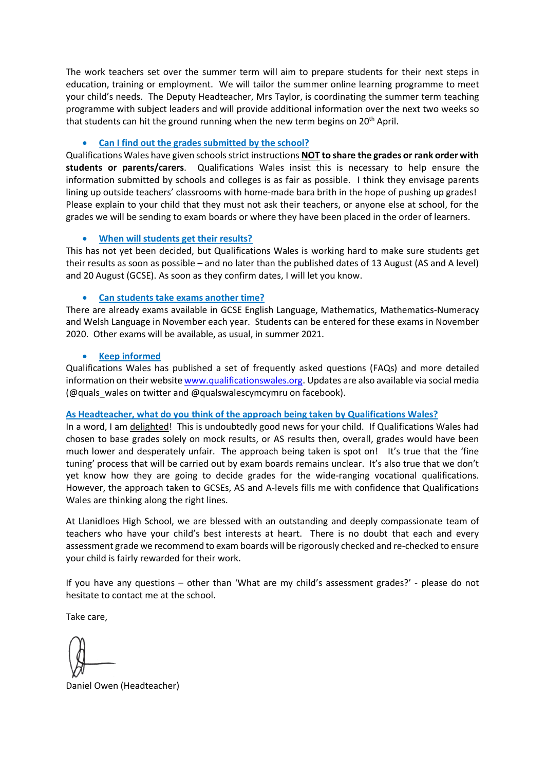The work teachers set over the summer term will aim to prepare students for their next steps in education, training or employment. We will tailor the summer online learning programme to meet your child's needs. The Deputy Headteacher, Mrs Taylor, is coordinating the summer term teaching programme with subject leaders and will provide additional information over the next two weeks so that students can hit the ground running when the new term begins on 20th April.

- **Can I find out the grades submitted by the school?**

Qualifications Wales have given schools strict instructions **NOT to share the grades or rank order with students or parents/carers**. Qualifications Wales insist this is necessary to help ensure the information submitted by schools and colleges is as fair as possible. I think they envisage parents lining up outside teachers' classrooms with home-made bara brith in the hope of pushing up grades! Please explain to your child that they must not ask their teachers, or anyone else at school, for the grades we will be sending to exam boards or where they have been placed in the order of learners.

- **When will students get their results?**

This has not yet been decided, but Qualifications Wales is working hard to make sure students get their results as soon as possible – and no later than the published dates of 13 August (AS and A level) and 20 August (GCSE). As soon as they confirm dates, I will let you know.

- **Can students take exams another time?**

There are already exams available in GCSE English Language, Mathematics, Mathematics-Numeracy and Welsh Language in November each year. Students can be entered for these exams in November 2020. Other exams will be available, as usual, in summer 2021.

- **Keep informed**

Qualifications Wales has published a set of frequently asked questions (FAQs) and more detailed information on their website www.qualificationswales.org. Updates are also available via social media (@quals_wales on twitter and @qualswalescymcymru on facebook).

**As Headteacher, what do you think of the approach being taken by Qualifications Wales?**

In a word, I am delighted! This is undoubtedly good news for your child. If Qualifications Wales had chosen to base grades solely on mock results, or AS results then, overall, grades would have been much lower and desperately unfair. The approach being taken is spot on! It's true that the 'fine tuning' process that will be carried out by exam boards remains unclear. It's also true that we don't yet know how they are going to decide grades for the wide-ranging vocational qualifications. However, the approach taken to GCSEs, AS and A-levels fills me with confidence that Qualifications Wales are thinking along the right lines.

At Llanidloes High School, we are blessed with an outstanding and deeply compassionate team of teachers who have your child's best interests at heart. There is no doubt that each and every assessment grade we recommend to exam boards will be rigorously checked and re-checked to ensure your child is fairly rewarded for their work.

If you have any questions – other than 'What are my child's assessment grades?' - please do not hesitate to contact me at the school.

Take care,

Daniel Owen (Headteacher)